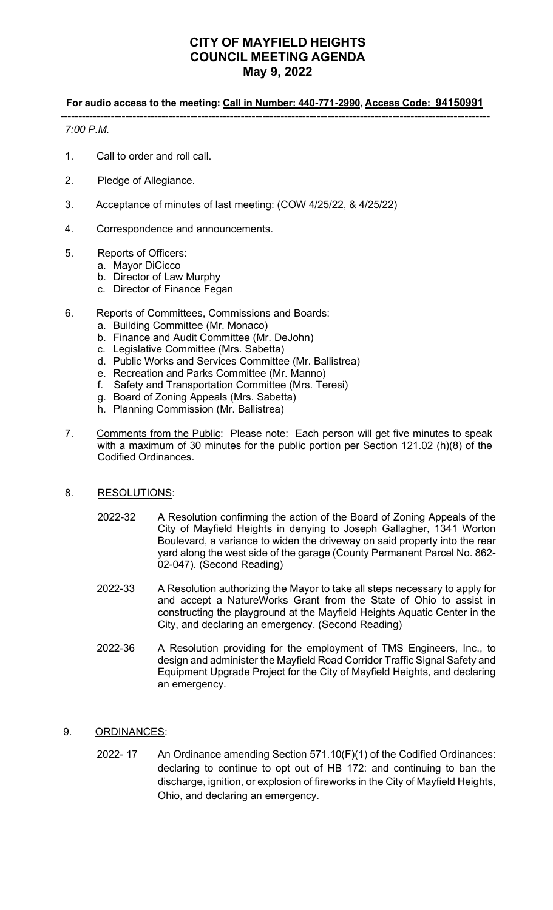# CITY OF MAYFIELD HEIGHTS
# COUNCIL MEETING AGENDA
# May 9, 2022

**For audio access to the meeting: Call in Number: 440-771-2990, Access Code: 94150991**

---

*7:00 P.M.*

1. Call to order and roll call.

2. Pledge of Allegiance.

3. Acceptance of minutes of last meeting: (COW 4/25/22, & 4/25/22)

4. Correspondence and announcements.

5. Reports of Officers:
   a. Mayor DiCicco
   b. Director of Law Murphy
   c. Director of Finance Fegan

6. Reports of Committees, Commissions and Boards:
   a. Building Committee (Mr. Monaco)
   b. Finance and Audit Committee (Mr. DeJohn)
   c. Legislative Committee (Mrs. Sabetta)
   d. Public Works and Services Committee (Mr. Ballistrea)
   e. Recreation and Parks Committee (Mr. Manno)
   f. Safety and Transportation Committee (Mrs. Teresi)
   g. Board of Zoning Appeals (Mrs. Sabetta)
   h. Planning Commission (Mr. Ballistrea)

7. Comments from the Public: Please note: Each person will get five minutes to speak with a maximum of 30 minutes for the public portion per Section 121.02 (h)(8) of the Codified Ordinances.

8. RESOLUTIONS:

   2022-32 A Resolution confirming the action of the Board of Zoning Appeals of the City of Mayfield Heights in denying to Joseph Gallagher, 1341 Worton Boulevard, a variance to widen the driveway on said property into the rear yard along the west side of the garage (County Permanent Parcel No. 862-02-047). (Second Reading)

   2022-33 A Resolution authorizing the Mayor to take all steps necessary to apply for and accept a NatureWorks Grant from the State of Ohio to assist in constructing the playground at the Mayfield Heights Aquatic Center in the City, and declaring an emergency. (Second Reading)

   2022-36 A Resolution providing for the employment of TMS Engineers, Inc., to design and administer the Mayfield Road Corridor Traffic Signal Safety and Equipment Upgrade Project for the City of Mayfield Heights, and declaring an emergency.

9. ORDINANCES:

   2022- 17 An Ordinance amending Section 571.10(F)(1) of the Codified Ordinances: declaring to continue to opt out of HB 172: and continuing to ban the discharge, ignition, or explosion of fireworks in the City of Mayfield Heights, Ohio, and declaring an emergency.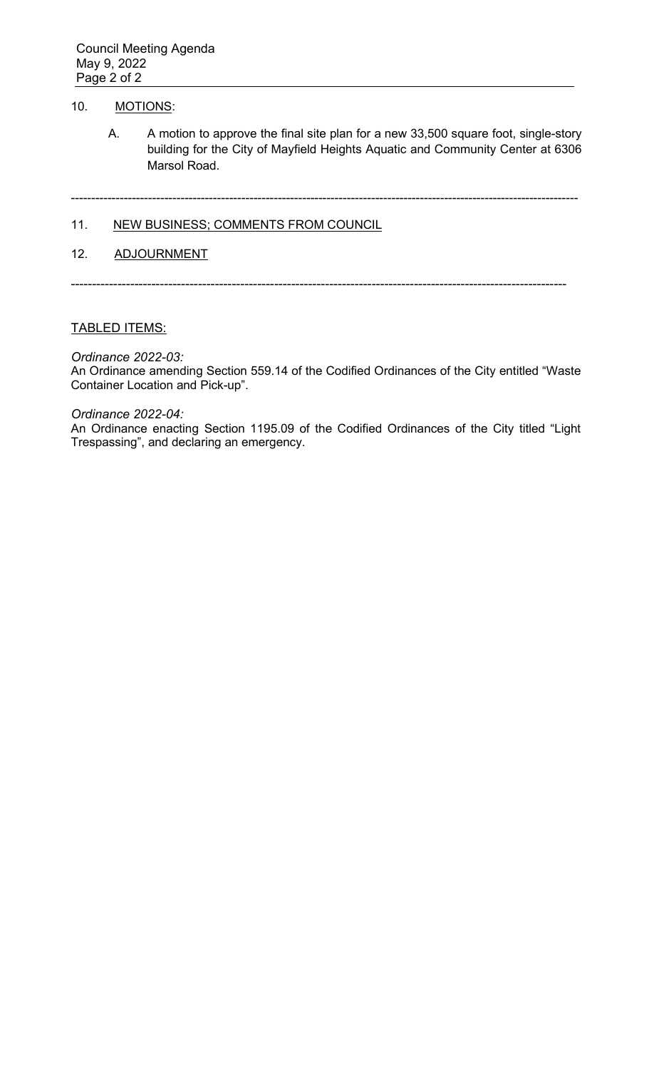10. MOTIONS:

    A. A motion to approve the final site plan for a new 33,500 square foot, single-story building for the City of Mayfield Heights Aquatic and Community Center at 6306 Marsol Road.

---

11. NEW BUSINESS; COMMENTS FROM COUNCIL

12. ADJOURNMENT

---

TABLED ITEMS:

*Ordinance 2022-03:*
An Ordinance amending Section 559.14 of the Codified Ordinances of the City entitled "Waste Container Location and Pick-up".

*Ordinance 2022-04:*
An Ordinance enacting Section 1195.09 of the Codified Ordinances of the City titled "Light Trespassing", and declaring an emergency.